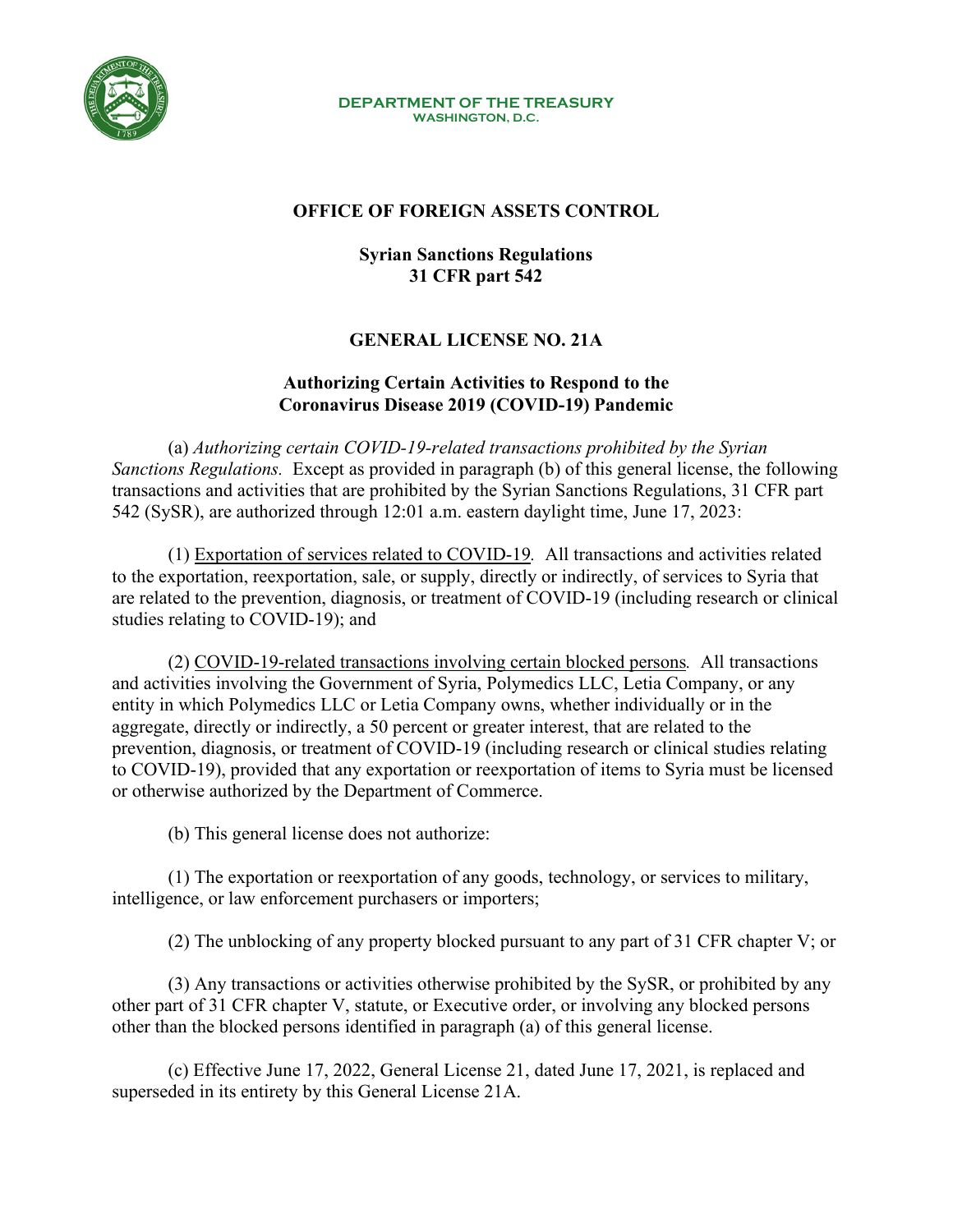**DEPARTMENT OF THE TREASURY**
**WASHINGTON, D.C.**

# OFFICE OF FOREIGN ASSETS CONTROL

## Syrian Sanctions Regulations
## 31 CFR part 542

## GENERAL LICENSE NO. 21A

### Authorizing Certain Activities to Respond to the Coronavirus Disease 2019 (COVID-19) Pandemic

(a) *Authorizing certain COVID-19-related transactions prohibited by the Syrian Sanctions Regulations.* Except as provided in paragraph (b) of this general license, the following transactions and activities that are prohibited by the Syrian Sanctions Regulations, 31 CFR part 542 (SySR), are authorized through 12:01 a.m. eastern daylight time, June 17, 2023:

(1) Exportation of services related to COVID-19. All transactions and activities related to the exportation, reexportation, sale, or supply, directly or indirectly, of services to Syria that are related to the prevention, diagnosis, or treatment of COVID-19 (including research or clinical studies relating to COVID-19); and

(2) COVID-19-related transactions involving certain blocked persons. All transactions and activities involving the Government of Syria, Polymedics LLC, Letia Company, or any entity in which Polymedics LLC or Letia Company owns, whether individually or in the aggregate, directly or indirectly, a 50 percent or greater interest, that are related to the prevention, diagnosis, or treatment of COVID-19 (including research or clinical studies relating to COVID-19), provided that any exportation or reexportation of items to Syria must be licensed or otherwise authorized by the Department of Commerce.

(b) This general license does not authorize:

(1) The exportation or reexportation of any goods, technology, or services to military, intelligence, or law enforcement purchasers or importers;

(2) The unblocking of any property blocked pursuant to any part of 31 CFR chapter V; or

(3) Any transactions or activities otherwise prohibited by the SySR, or prohibited by any other part of 31 CFR chapter V, statute, or Executive order, or involving any blocked persons other than the blocked persons identified in paragraph (a) of this general license.

(c) Effective June 17, 2022, General License 21, dated June 17, 2021, is replaced and superseded in its entirety by this General License 21A.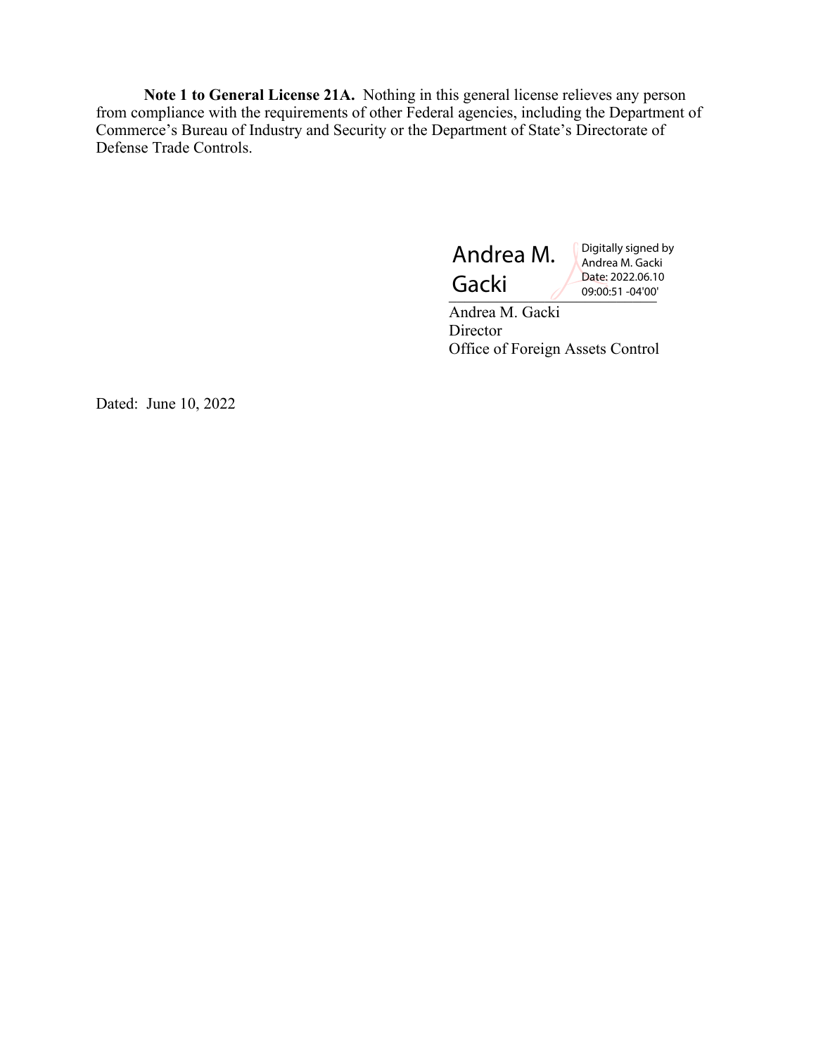**Note 1 to General License 21A.** Nothing in this general license relieves any person from compliance with the requirements of other Federal agencies, including the Department of Commerce's Bureau of Industry and Security or the Department of State's Directorate of Defense Trade Controls.

Andrea M. Gacki

Digitally signed by Andrea M. Gacki
Date: 2022.06.10 09:00:51 -04'00'

Andrea M. Gacki
Director
Office of Foreign Assets Control

Dated: June 10, 2022